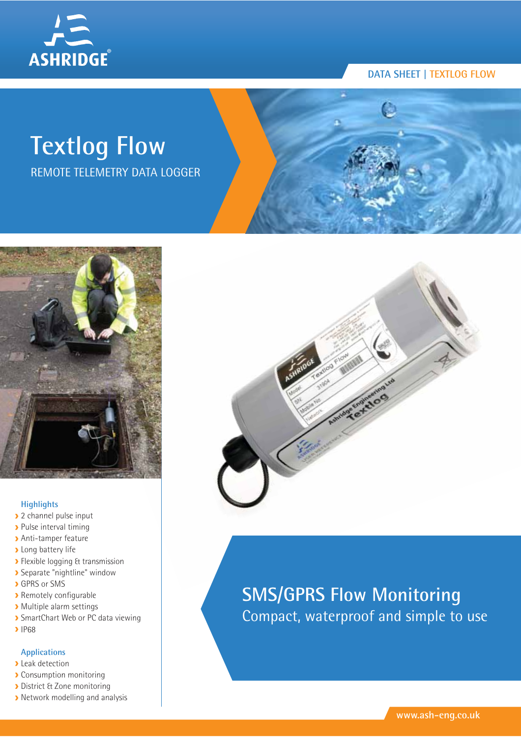DATA SHEET | TEXTLOG FLOW

# Textlog Flow

REMOTE TELEMETRY DATA LOGGER

### Highlights

- 2 channel pulse input
- Pulse interval timing
- Anti-tamper feature
- Long battery life
- Flexible logging & transmission
- Separate "nightline" window
- GPRS or SMS
- Remotely configurable
- Multiple alarm settings
- SmartChart Web or PC data viewing
- IP68

### Applications

- Leak detection
- Consumption monitoring
- District & Zone monitoring
- Network modelling and analysis

## SMS/GPRS Flow Monitoring

Compact, waterproof and simple to use

www.ash-eng.co.uk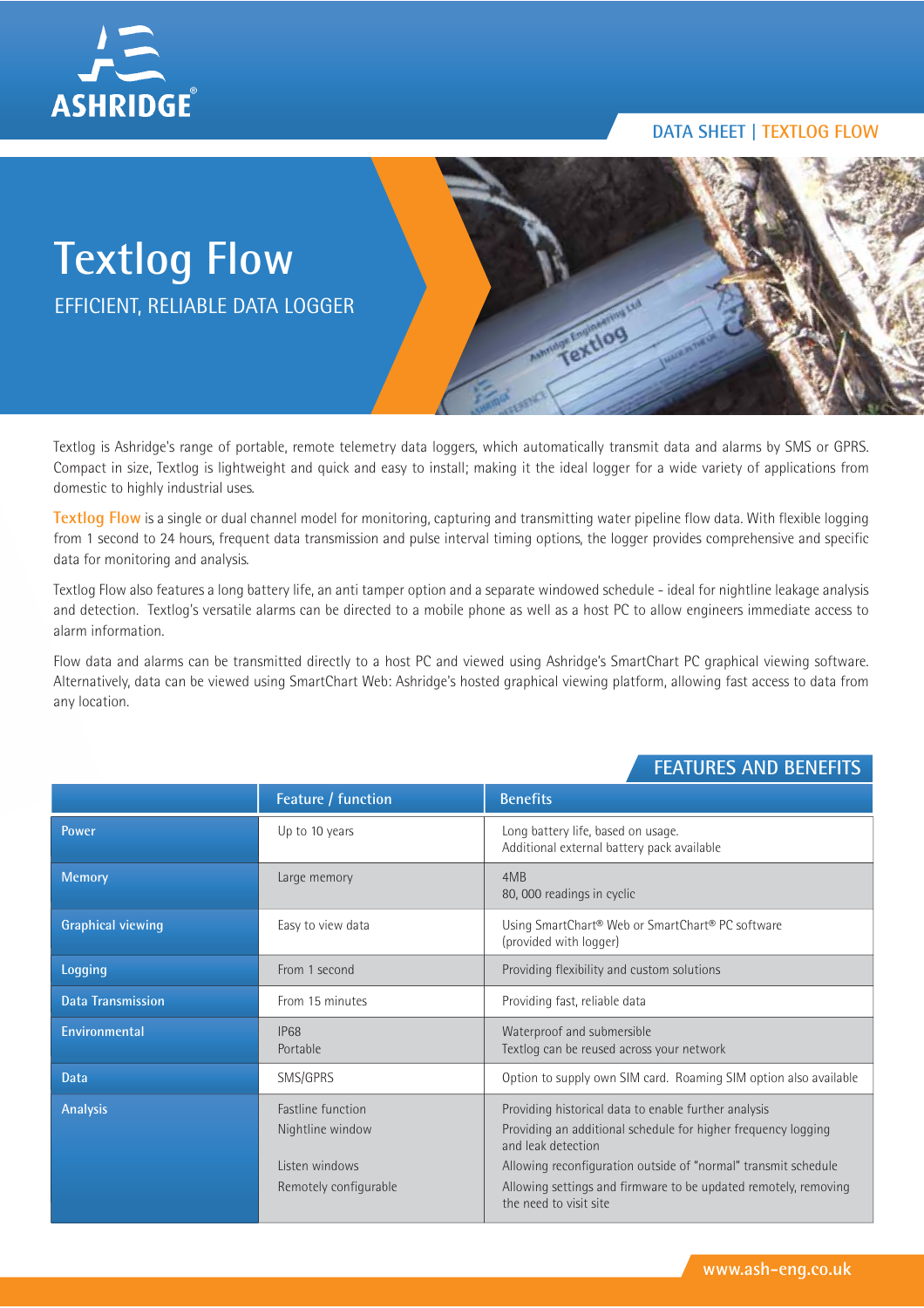DATA SHEET | TEXTLOG FLOW

# Textlog Flow

## EFFICIENT, RELIABLE DATA LOGGER

Textlog is Ashridge's range of portable, remote telemetry data loggers, which automatically transmit data and alarms by SMS or GPRS. Compact in size, Textlog is lightweight and quick and easy to install; making it the ideal logger for a wide variety of applications from domestic to highly industrial uses.

**Textlog Flow** is a single or dual channel model for monitoring, capturing and transmitting water pipeline flow data. With flexible logging from 1 second to 24 hours, frequent data transmission and pulse interval timing options, the logger provides comprehensive and specific data for monitoring and analysis.

Textlog Flow also features a long battery life, an anti tamper option and a separate windowed schedule - ideal for nightline leakage analysis and detection. Textlog's versatile alarms can be directed to a mobile phone as well as a host PC to allow engineers immediate access to alarm information.

Flow data and alarms can be transmitted directly to a host PC and viewed using Ashridge's SmartChart PC graphical viewing software. Alternatively, data can be viewed using SmartChart Web: Ashridge's hosted graphical viewing platform, allowing fast access to data from any location.

## FEATURES AND BENEFITS

| | Feature / function | Benefits |
|---|---|---|
| Power | Up to 10 years | Long battery life, based on usage.<br>Additional external battery pack available |
| Memory | Large memory | 4MB<br>80, 000 readings in cyclic |
| Graphical viewing | Easy to view data | Using SmartChart® Web or SmartChart® PC software (provided with logger) |
| Logging | From 1 second | Providing flexibility and custom solutions |
| Data Transmission | From 15 minutes | Providing fast, reliable data |
| Environmental | IP68<br>Portable | Waterproof and submersible<br>Textlog can be reused across your network |
| Data | SMS/GPRS | Option to supply own SIM card. Roaming SIM option also available |
| Analysis | Fastline function<br>Nightline window<br>Listen windows<br>Remotely configurable | Providing historical data to enable further analysis<br>Providing an additional schedule for higher frequency logging and leak detection<br>Allowing reconfiguration outside of "normal" transmit schedule<br>Allowing settings and firmware to be updated remotely, removing the need to visit site |

www.ash-eng.co.uk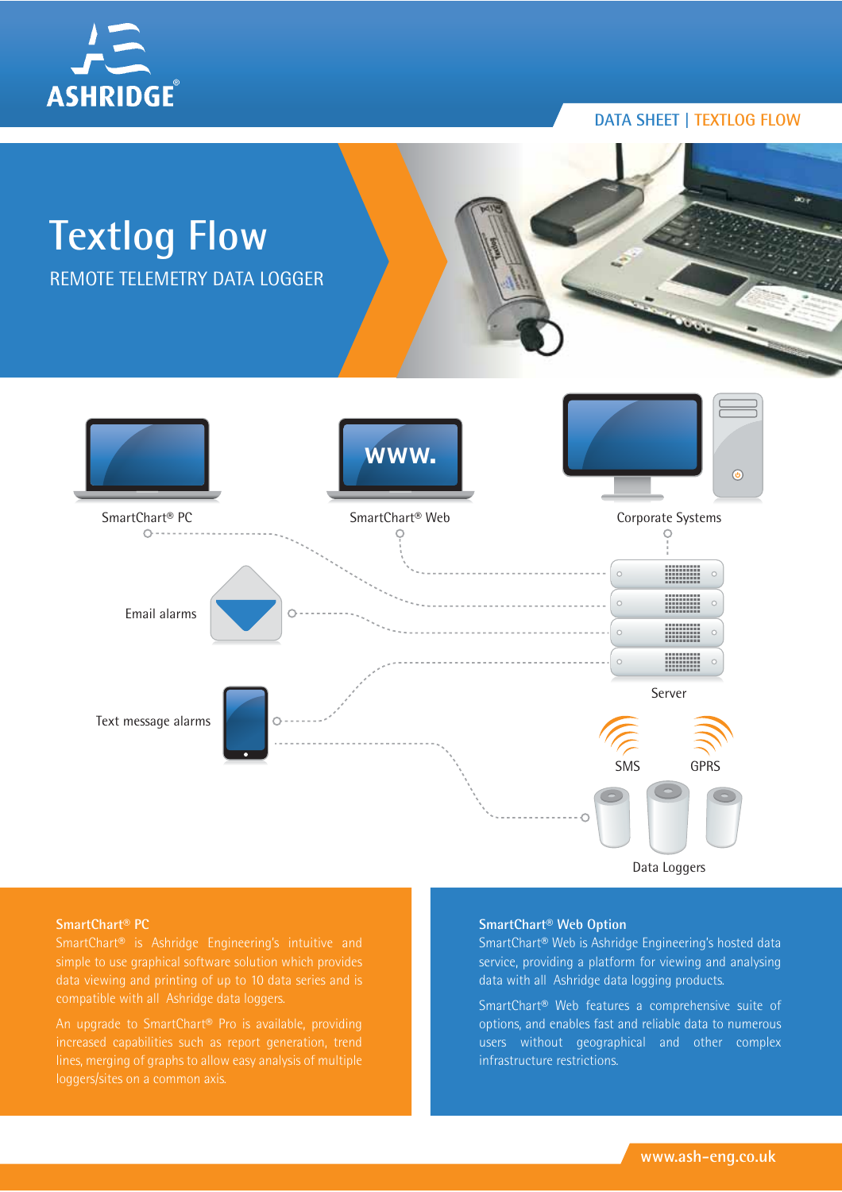ASHRIDGE

DATA SHEET | TEXTLOG FLOW

# Textlog Flow

REMOTE TELEMETRY DATA LOGGER

SmartChart® PC

SmartChart® Web

Corporate Systems

Email alarms

Server

Text message alarms

SMS

GPRS

Data Loggers

### SmartChart® PC

SmartChart® is Ashridge Engineering's intuitive and simple to use graphical software solution which provides data viewing and printing of up to 10 data series and is compatible with all Ashridge data loggers.

An upgrade to SmartChart® Pro is available, providing increased capabilities such as report generation, trend lines, merging of graphs to allow easy analysis of multiple loggers/sites on a common axis.

### SmartChart® Web Option

SmartChart® Web is Ashridge Engineering's hosted data service, providing a platform for viewing and analysing data with all Ashridge data logging products.

SmartChart® Web features a comprehensive suite of options, and enables fast and reliable data to numerous users without geographical and other complex infrastructure restrictions.

www.ash-eng.co.uk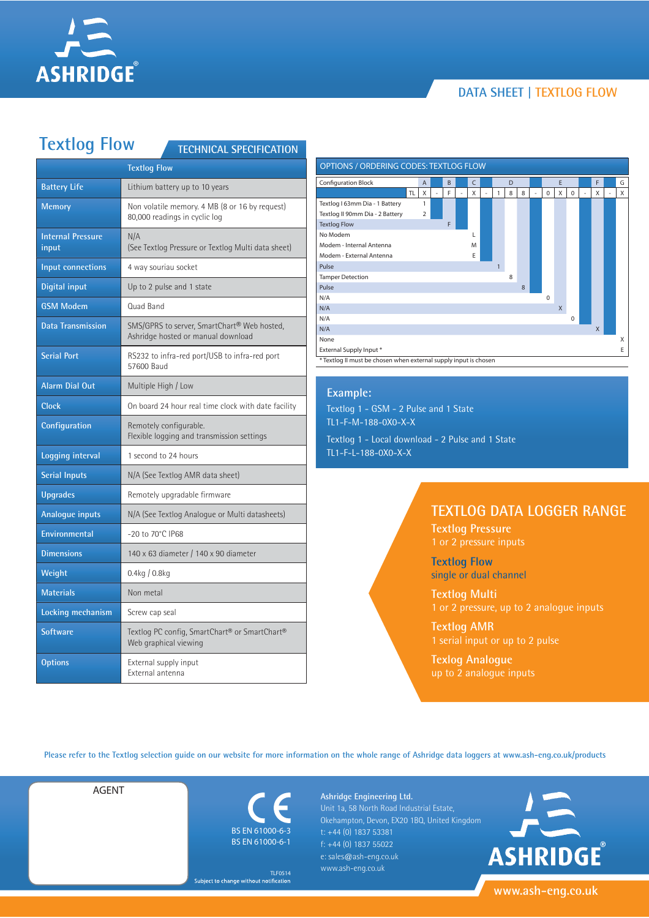# DATA SHEET | TEXTLOG FLOW

## Textlog Flow

### TECHNICAL SPECIFICATION

| | Textlog Flow |
|---|---|
| Battery Life | Lithium battery up to 10 years |
| Memory | Non volatile memory. 4 MB (8 or 16 by request)<br>80,000 readings in cyclic log |
| Internal Pressure input | N/A<br>(See Textlog Pressure or Textlog Multi data sheet) |
| Input connections | 4 way souriau socket |
| Digital input | Up to 2 pulse and 1 state |
| GSM Modem | Quad Band |
| Data Transmission | SMS/GPRS to server, SmartChart® Web hosted,<br>Ashridge hosted or manual download |
| Serial Port | RS232 to infra-red port/USB to infra-red port<br>57600 Baud |
| Alarm Dial Out | Multiple High / Low |
| Clock | On board 24 hour real time clock with date facility |
| Configuration | Remotely configurable.<br>Flexible logging and transmission settings |
| Logging interval | 1 second to 24 hours |
| Serial Inputs | N/A (See Textlog AMR data sheet) |
| Upgrades | Remotely upgradable firmware |
| Analogue inputs | N/A (See Textlog Analogue or Multi datasheets) |
| Environmental | -20 to 70°C IP68 |
| Dimensions | 140 x 63 diameter / 140 x 90 diameter |
| Weight | 0.4kg / 0.8kg |
| Materials | Non metal |
| Locking mechanism | Screw cap seal |
| Software | Textlog PC config, SmartChart® or SmartChart®<br>Web graphical viewing |
| Options | External supply input<br>External antenna |

### OPTIONS / ORDERING CODES: TEXTLOG FLOW

| Configuration Block | | A | | B | | C | | | D | | | | E | | | F | | G |
|---|---|---|---|---|---|---|---|---|---|---|---|---|---|---|---|---|---|---|
| | TL | X | - | F | - | X | - | 1 | 8 | 8 | - | 0 | X | 0 | - | X | - | X |
| Textlog I 63mm Dia - 1 Battery | | 1 | | | | | | | | | | | | | | | | |
| Textlog II 90mm Dia - 2 Battery | | 2 | | | | | | | | | | | | | | | | |
| Textlog Flow | | | | F | | | | | | | | | | | | | | |
| No Modem | | | | | | L | | | | | | | | | | | | |
| Modem - Internal Antenna | | | | | | M | | | | | | | | | | | | |
| Modem - External Antenna | | | | | | E | | | | | | | | | | | | |
| Pulse | | | | | | | | 1 | | | | | | | | | | |
| Tamper Detection | | | | | | | | | 8 | | | | | | | | | |
| Pulse | | | | | | | | | | 8 | | | | | | | | |
| N/A | | | | | | | | | | | | 0 | | | | | | |
| N/A | | | | | | | | | | | | | X | | | | | |
| N/A | | | | | | | | | | | | | | 0 | | | | |
| N/A | | | | | | | | | | | | | | | | X | | |
| None | | | | | | | | | | | | | | | | | | X |
| External Supply Input * | | | | | | | | | | | | | | | | | | E |

\* Textlog II must be chosen when external supply input is chosen

**Example:**

Textlog 1 - GSM - 2 Pulse and 1 State
TL1-F-M-188-0X0-X-X

Textlog 1 - Local download - 2 Pulse and 1 State
TL1-F-L-188-0X0-X-X

## TEXTLOG DATA LOGGER RANGE

**Textlog Pressure**
1 or 2 pressure inputs

**Textlog Flow**
single or dual channel

**Textlog Multi**
1 or 2 pressure, up to 2 analogue inputs

**Textlog AMR**
1 serial input or up to 2 pulse

**Texlog Analogue**
up to 2 analogue inputs

Please refer to the Textlog selection guide on our website for more information on the whole range of Ashridge data loggers at www.ash-eng.co.uk/products

AGENT

BS EN 61000-6-3
BS EN 61000-6-1

TLF0514
Subject to change without notification

**Ashridge Engineering Ltd.**
Unit 1a, 58 North Road Industrial Estate,
Okehampton, Devon, EX20 1BQ, United Kingdom
t: +44 (0) 1837 53381
f: +44 (0) 1837 55022
e: sales@ash-eng.co.uk
www.ash-eng.co.uk

ASHRIDGE®

www.ash-eng.co.uk